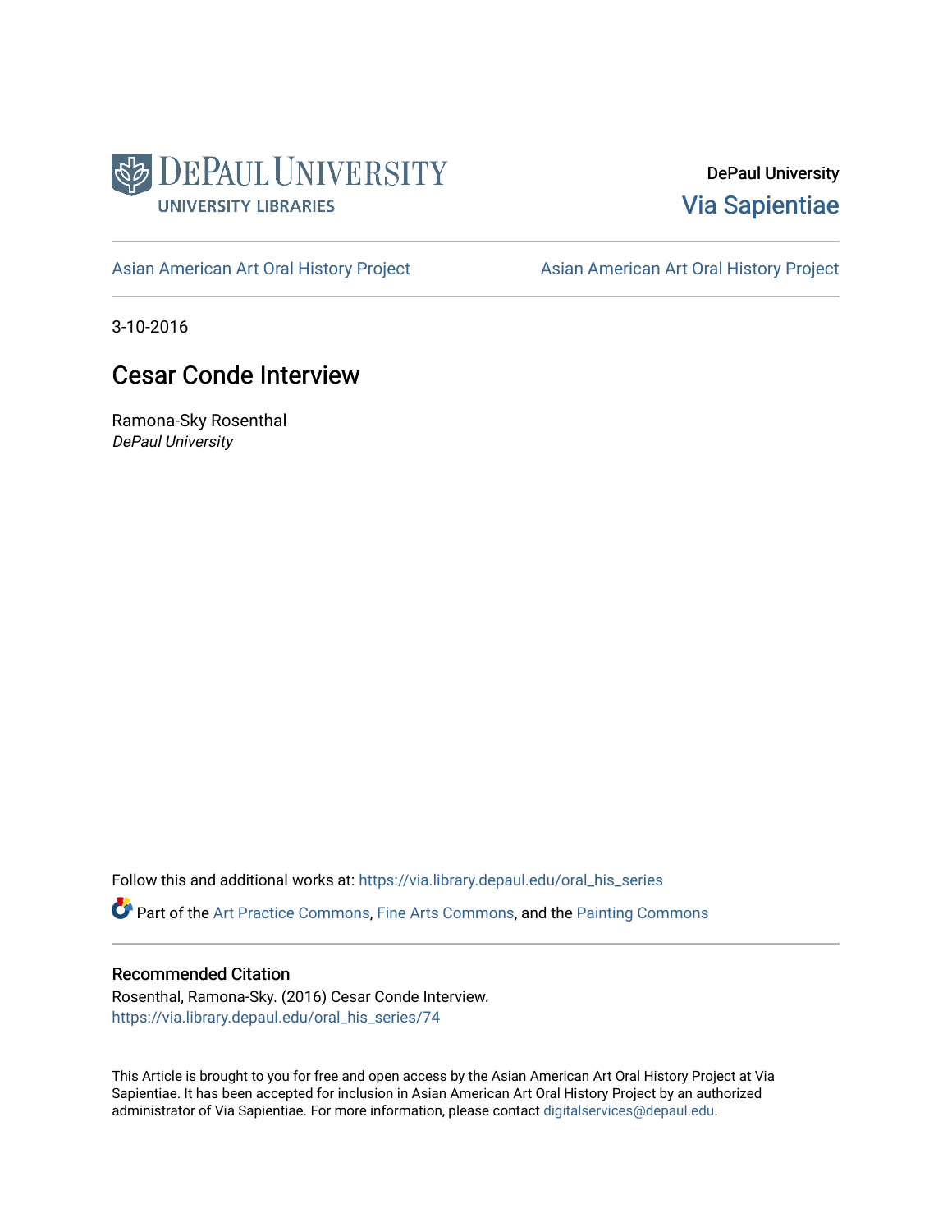DePaul University Libraries

DePaul University
Via Sapientiae

Asian American Art Oral History Project | Asian American Art Oral History Project

3-10-2016

# Cesar Conde Interview

Ramona-Sky Rosenthal
*DePaul University*

Follow this and additional works at: https://via.library.depaul.edu/oral_his_series

Part of the Art Practice Commons, Fine Arts Commons, and the Painting Commons

## Recommended Citation

Rosenthal, Ramona-Sky. (2016) Cesar Conde Interview.
https://via.library.depaul.edu/oral_his_series/74

This Article is brought to you for free and open access by the Asian American Art Oral History Project at Via Sapientiae. It has been accepted for inclusion in Asian American Art Oral History Project by an authorized administrator of Via Sapientiae. For more information, please contact digitalservices@depaul.edu.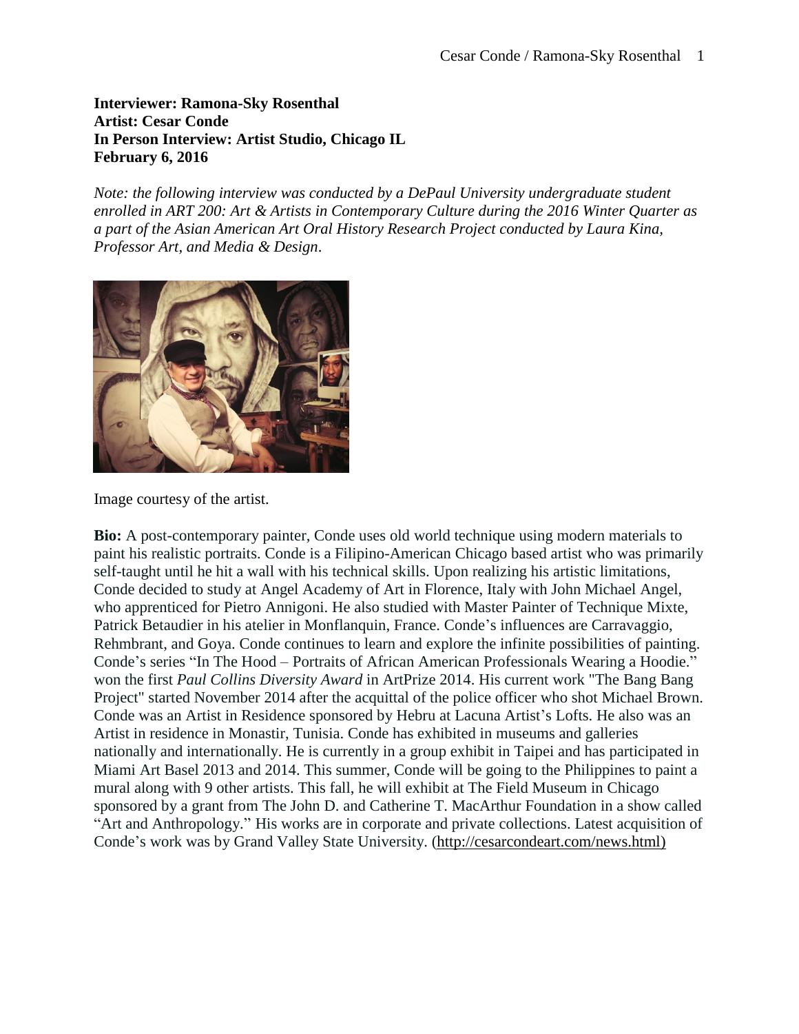**Interviewer: Ramona-Sky Rosenthal**
**Artist: Cesar Conde**
**In Person Interview: Artist Studio, Chicago IL**
**February 6, 2016**

*Note: the following interview was conducted by a DePaul University undergraduate student enrolled in ART 200: Art & Artists in Contemporary Culture during the 2016 Winter Quarter as a part of the Asian American Art Oral History Research Project conducted by Laura Kina, Professor Art, and Media & Design.*

Image courtesy of the artist.

**Bio:** A post-contemporary painter, Conde uses old world technique using modern materials to paint his realistic portraits. Conde is a Filipino-American Chicago based artist who was primarily self-taught until he hit a wall with his technical skills. Upon realizing his artistic limitations, Conde decided to study at Angel Academy of Art in Florence, Italy with John Michael Angel, who apprenticed for Pietro Annigoni. He also studied with Master Painter of Technique Mixte, Patrick Betaudier in his atelier in Monflanquin, France. Conde's influences are Carravaggio, Rehmbrant, and Goya. Conde continues to learn and explore the infinite possibilities of painting. Conde's series "In The Hood – Portraits of African American Professionals Wearing a Hoodie." won the first *Paul Collins Diversity Award* in ArtPrize 2014. His current work "The Bang Bang Project" started November 2014 after the acquittal of the police officer who shot Michael Brown. Conde was an Artist in Residence sponsored by Hebru at Lacuna Artist's Lofts. He also was an Artist in residence in Monastir, Tunisia. Conde has exhibited in museums and galleries nationally and internationally. He is currently in a group exhibit in Taipei and has participated in Miami Art Basel 2013 and 2014. This summer, Conde will be going to the Philippines to paint a mural along with 9 other artists. This fall, he will exhibit at The Field Museum in Chicago sponsored by a grant from The John D. and Catherine T. MacArthur Foundation in a show called "Art and Anthropology." His works are in corporate and private collections. Latest acquisition of Conde's work was by Grand Valley State University. (http://cesarcondeart.com/news.html)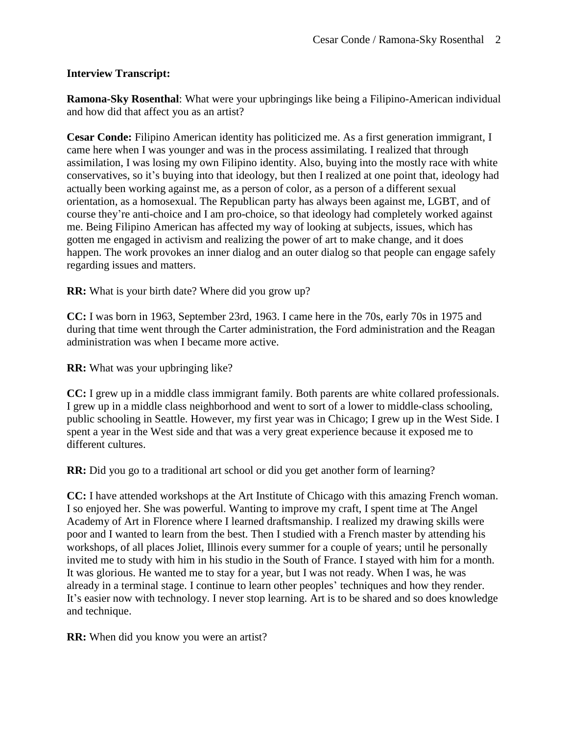**Interview Transcript:**

**Ramona-Sky Rosenthal**: What were your upbringings like being a Filipino-American individual and how did that affect you as an artist?

**Cesar Conde:** Filipino American identity has politicized me. As a first generation immigrant, I came here when I was younger and was in the process assimilating. I realized that through assimilation, I was losing my own Filipino identity. Also, buying into the mostly race with white conservatives, so it's buying into that ideology, but then I realized at one point that, ideology had actually been working against me, as a person of color, as a person of a different sexual orientation, as a homosexual. The Republican party has always been against me, LGBT, and of course they're anti-choice and I am pro-choice, so that ideology had completely worked against me. Being Filipino American has affected my way of looking at subjects, issues, which has gotten me engaged in activism and realizing the power of art to make change, and it does happen. The work provokes an inner dialog and an outer dialog so that people can engage safely regarding issues and matters.

**RR:** What is your birth date? Where did you grow up?

**CC:** I was born in 1963, September 23rd, 1963. I came here in the 70s, early 70s in 1975 and during that time went through the Carter administration, the Ford administration and the Reagan administration was when I became more active.

**RR:** What was your upbringing like?

**CC:** I grew up in a middle class immigrant family. Both parents are white collared professionals. I grew up in a middle class neighborhood and went to sort of a lower to middle-class schooling, public schooling in Seattle. However, my first year was in Chicago; I grew up in the West Side. I spent a year in the West side and that was a very great experience because it exposed me to different cultures.

**RR:** Did you go to a traditional art school or did you get another form of learning?

**CC:** I have attended workshops at the Art Institute of Chicago with this amazing French woman. I so enjoyed her. She was powerful. Wanting to improve my craft, I spent time at The Angel Academy of Art in Florence where I learned draftsmanship. I realized my drawing skills were poor and I wanted to learn from the best. Then I studied with a French master by attending his workshops, of all places Joliet, Illinois every summer for a couple of years; until he personally invited me to study with him in his studio in the South of France. I stayed with him for a month. It was glorious. He wanted me to stay for a year, but I was not ready. When I was, he was already in a terminal stage. I continue to learn other peoples' techniques and how they render. It's easier now with technology. I never stop learning. Art is to be shared and so does knowledge and technique.

**RR:** When did you know you were an artist?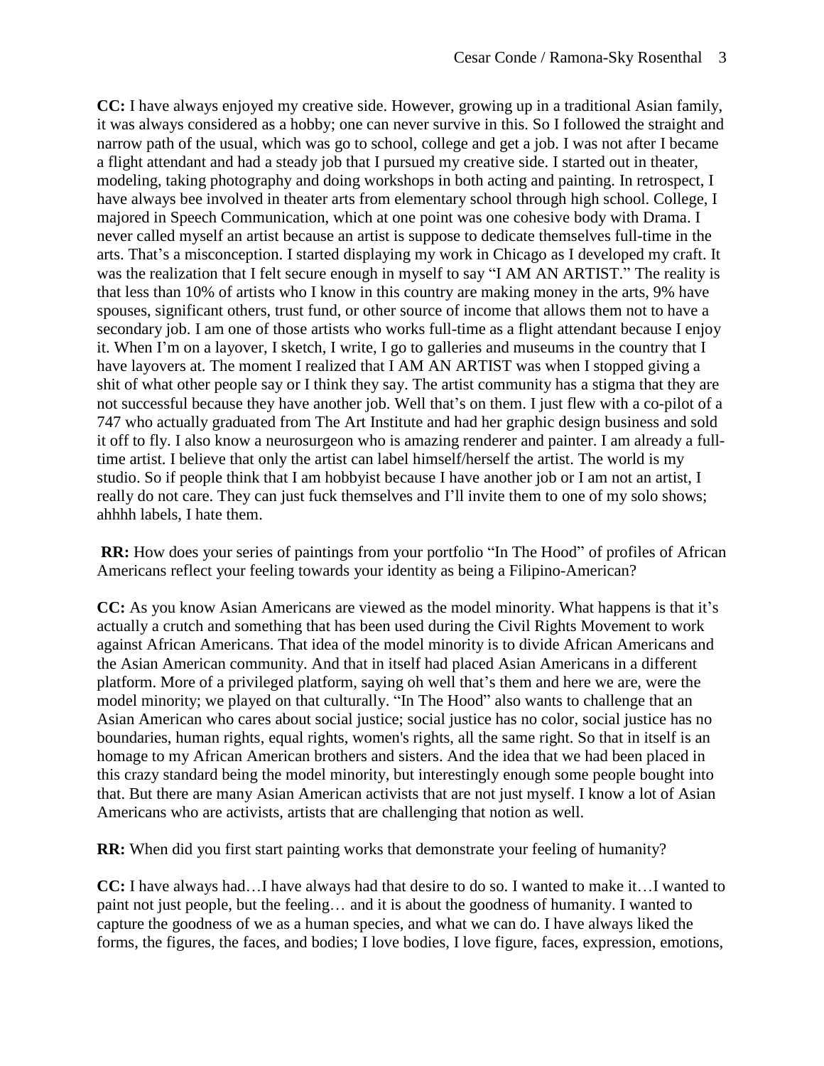**CC:** I have always enjoyed my creative side. However, growing up in a traditional Asian family, it was always considered as a hobby; one can never survive in this. So I followed the straight and narrow path of the usual, which was go to school, college and get a job. I was not after I became a flight attendant and had a steady job that I pursued my creative side. I started out in theater, modeling, taking photography and doing workshops in both acting and painting. In retrospect, I have always bee involved in theater arts from elementary school through high school. College, I majored in Speech Communication, which at one point was one cohesive body with Drama. I never called myself an artist because an artist is suppose to dedicate themselves full-time in the arts. That's a misconception. I started displaying my work in Chicago as I developed my craft. It was the realization that I felt secure enough in myself to say "I AM AN ARTIST." The reality is that less than 10% of artists who I know in this country are making money in the arts, 9% have spouses, significant others, trust fund, or other source of income that allows them not to have a secondary job. I am one of those artists who works full-time as a flight attendant because I enjoy it. When I'm on a layover, I sketch, I write, I go to galleries and museums in the country that I have layovers at. The moment I realized that I AM AN ARTIST was when I stopped giving a shit of what other people say or I think they say. The artist community has a stigma that they are not successful because they have another job. Well that's on them. I just flew with a co-pilot of a 747 who actually graduated from The Art Institute and had her graphic design business and sold it off to fly. I also know a neurosurgeon who is amazing renderer and painter. I am already a full-time artist. I believe that only the artist can label himself/herself the artist. The world is my studio. So if people think that I am hobbyist because I have another job or I am not an artist, I really do not care. They can just fuck themselves and I'll invite them to one of my solo shows; ahhhh labels, I hate them.

**RR:** How does your series of paintings from your portfolio "In The Hood" of profiles of African Americans reflect your feeling towards your identity as being a Filipino-American?

**CC:** As you know Asian Americans are viewed as the model minority. What happens is that it's actually a crutch and something that has been used during the Civil Rights Movement to work against African Americans. That idea of the model minority is to divide African Americans and the Asian American community. And that in itself had placed Asian Americans in a different platform. More of a privileged platform, saying oh well that's them and here we are, were the model minority; we played on that culturally. "In The Hood" also wants to challenge that an Asian American who cares about social justice; social justice has no color, social justice has no boundaries, human rights, equal rights, women's rights, all the same right. So that in itself is an homage to my African American brothers and sisters. And the idea that we had been placed in this crazy standard being the model minority, but interestingly enough some people bought into that. But there are many Asian American activists that are not just myself. I know a lot of Asian Americans who are activists, artists that are challenging that notion as well.

**RR:** When did you first start painting works that demonstrate your feeling of humanity?

**CC:** I have always had…I have always had that desire to do so. I wanted to make it…I wanted to paint not just people, but the feeling… and it is about the goodness of humanity. I wanted to capture the goodness of we as a human species, and what we can do. I have always liked the forms, the figures, the faces, and bodies; I love bodies, I love figure, faces, expression, emotions,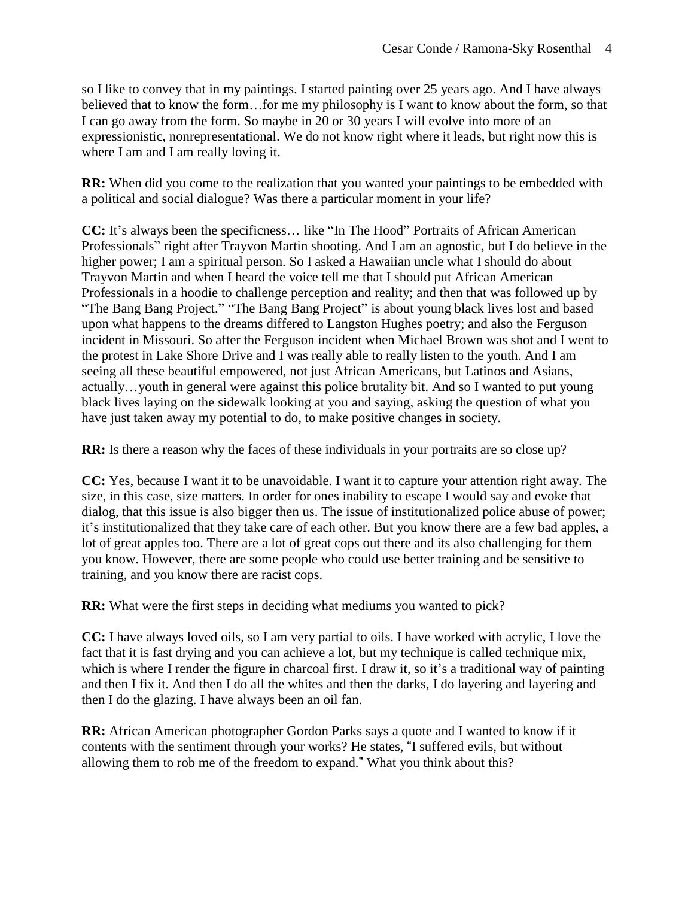so I like to convey that in my paintings. I started painting over 25 years ago. And I have always believed that to know the form…for me my philosophy is I want to know about the form, so that I can go away from the form. So maybe in 20 or 30 years I will evolve into more of an expressionistic, nonrepresentational. We do not know right where it leads, but right now this is where I am and I am really loving it.

**RR:** When did you come to the realization that you wanted your paintings to be embedded with a political and social dialogue? Was there a particular moment in your life?

**CC:** It's always been the specificness… like "In The Hood" Portraits of African American Professionals" right after Trayvon Martin shooting. And I am an agnostic, but I do believe in the higher power; I am a spiritual person. So I asked a Hawaiian uncle what I should do about Trayvon Martin and when I heard the voice tell me that I should put African American Professionals in a hoodie to challenge perception and reality; and then that was followed up by "The Bang Bang Project." "The Bang Bang Project" is about young black lives lost and based upon what happens to the dreams differed to Langston Hughes poetry; and also the Ferguson incident in Missouri. So after the Ferguson incident when Michael Brown was shot and I went to the protest in Lake Shore Drive and I was really able to really listen to the youth. And I am seeing all these beautiful empowered, not just African Americans, but Latinos and Asians, actually…youth in general were against this police brutality bit. And so I wanted to put young black lives laying on the sidewalk looking at you and saying, asking the question of what you have just taken away my potential to do, to make positive changes in society.

**RR:** Is there a reason why the faces of these individuals in your portraits are so close up?

**CC:** Yes, because I want it to be unavoidable. I want it to capture your attention right away. The size, in this case, size matters. In order for ones inability to escape I would say and evoke that dialog, that this issue is also bigger then us. The issue of institutionalized police abuse of power; it's institutionalized that they take care of each other. But you know there are a few bad apples, a lot of great apples too. There are a lot of great cops out there and its also challenging for them you know. However, there are some people who could use better training and be sensitive to training, and you know there are racist cops.

**RR:** What were the first steps in deciding what mediums you wanted to pick?

**CC:** I have always loved oils, so I am very partial to oils. I have worked with acrylic, I love the fact that it is fast drying and you can achieve a lot, but my technique is called technique mix, which is where I render the figure in charcoal first. I draw it, so it's a traditional way of painting and then I fix it. And then I do all the whites and then the darks, I do layering and layering and then I do the glazing. I have always been an oil fan.

**RR:** African American photographer Gordon Parks says a quote and I wanted to know if it contents with the sentiment through your works? He states, "I suffered evils, but without allowing them to rob me of the freedom to expand." What you think about this?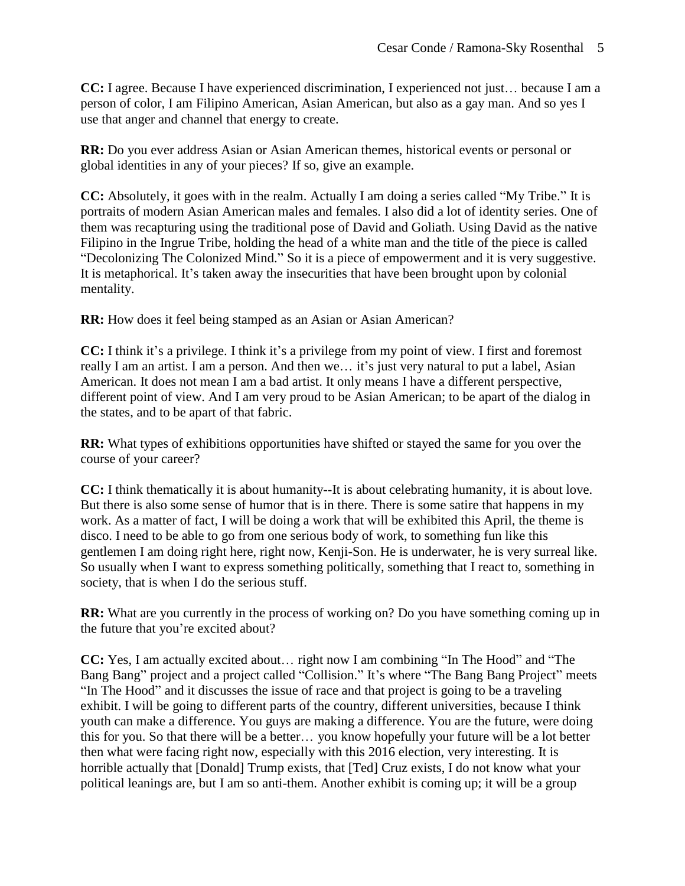**CC:** I agree. Because I have experienced discrimination, I experienced not just… because I am a person of color, I am Filipino American, Asian American, but also as a gay man. And so yes I use that anger and channel that energy to create.

**RR:** Do you ever address Asian or Asian American themes, historical events or personal or global identities in any of your pieces? If so, give an example.

**CC:** Absolutely, it goes with in the realm. Actually I am doing a series called "My Tribe." It is portraits of modern Asian American males and females. I also did a lot of identity series. One of them was recapturing using the traditional pose of David and Goliath. Using David as the native Filipino in the Ingrue Tribe, holding the head of a white man and the title of the piece is called "Decolonizing The Colonized Mind." So it is a piece of empowerment and it is very suggestive. It is metaphorical. It's taken away the insecurities that have been brought upon by colonial mentality.

**RR:** How does it feel being stamped as an Asian or Asian American?

**CC:** I think it's a privilege. I think it's a privilege from my point of view. I first and foremost really I am an artist. I am a person. And then we… it's just very natural to put a label, Asian American. It does not mean I am a bad artist. It only means I have a different perspective, different point of view. And I am very proud to be Asian American; to be apart of the dialog in the states, and to be apart of that fabric.

**RR:** What types of exhibitions opportunities have shifted or stayed the same for you over the course of your career?

**CC:** I think thematically it is about humanity--It is about celebrating humanity, it is about love. But there is also some sense of humor that is in there. There is some satire that happens in my work. As a matter of fact, I will be doing a work that will be exhibited this April, the theme is disco. I need to be able to go from one serious body of work, to something fun like this gentlemen I am doing right here, right now, Kenji-Son. He is underwater, he is very surreal like. So usually when I want to express something politically, something that I react to, something in society, that is when I do the serious stuff.

**RR:** What are you currently in the process of working on? Do you have something coming up in the future that you're excited about?

**CC:** Yes, I am actually excited about… right now I am combining "In The Hood" and "The Bang Bang" project and a project called "Collision." It's where "The Bang Bang Project" meets "In The Hood" and it discusses the issue of race and that project is going to be a traveling exhibit. I will be going to different parts of the country, different universities, because I think youth can make a difference. You guys are making a difference. You are the future, were doing this for you. So that there will be a better… you know hopefully your future will be a lot better then what were facing right now, especially with this 2016 election, very interesting. It is horrible actually that [Donald] Trump exists, that [Ted] Cruz exists, I do not know what your political leanings are, but I am so anti-them. Another exhibit is coming up; it will be a group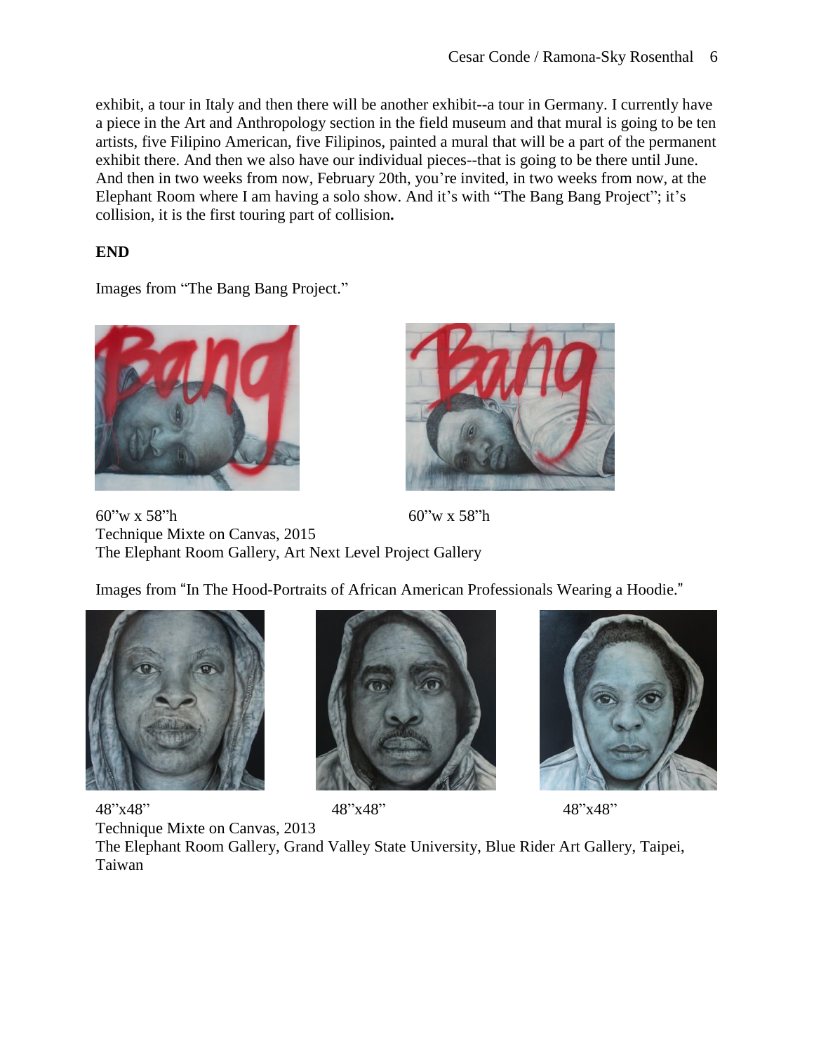exhibit, a tour in Italy and then there will be another exhibit--a tour in Germany. I currently have a piece in the Art and Anthropology section in the field museum and that mural is going to be ten artists, five Filipino American, five Filipinos, painted a mural that will be a part of the permanent exhibit there. And then we also have our individual pieces--that is going to be there until June. And then in two weeks from now, February 20th, you're invited, in two weeks from now, at the Elephant Room where I am having a solo show. And it's with "The Bang Bang Project"; it's collision, it is the first touring part of collision**.**

**END**

Images from "The Bang Bang Project."

60"w x 58"h

60"w x 58"h

Technique Mixte on Canvas, 2015
The Elephant Room Gallery, Art Next Level Project Gallery

Images from "In The Hood-Portraits of African American Professionals Wearing a Hoodie."

48"x48"

48"x48"

48"x48"

Technique Mixte on Canvas, 2013
The Elephant Room Gallery, Grand Valley State University, Blue Rider Art Gallery, Taipei, Taiwan